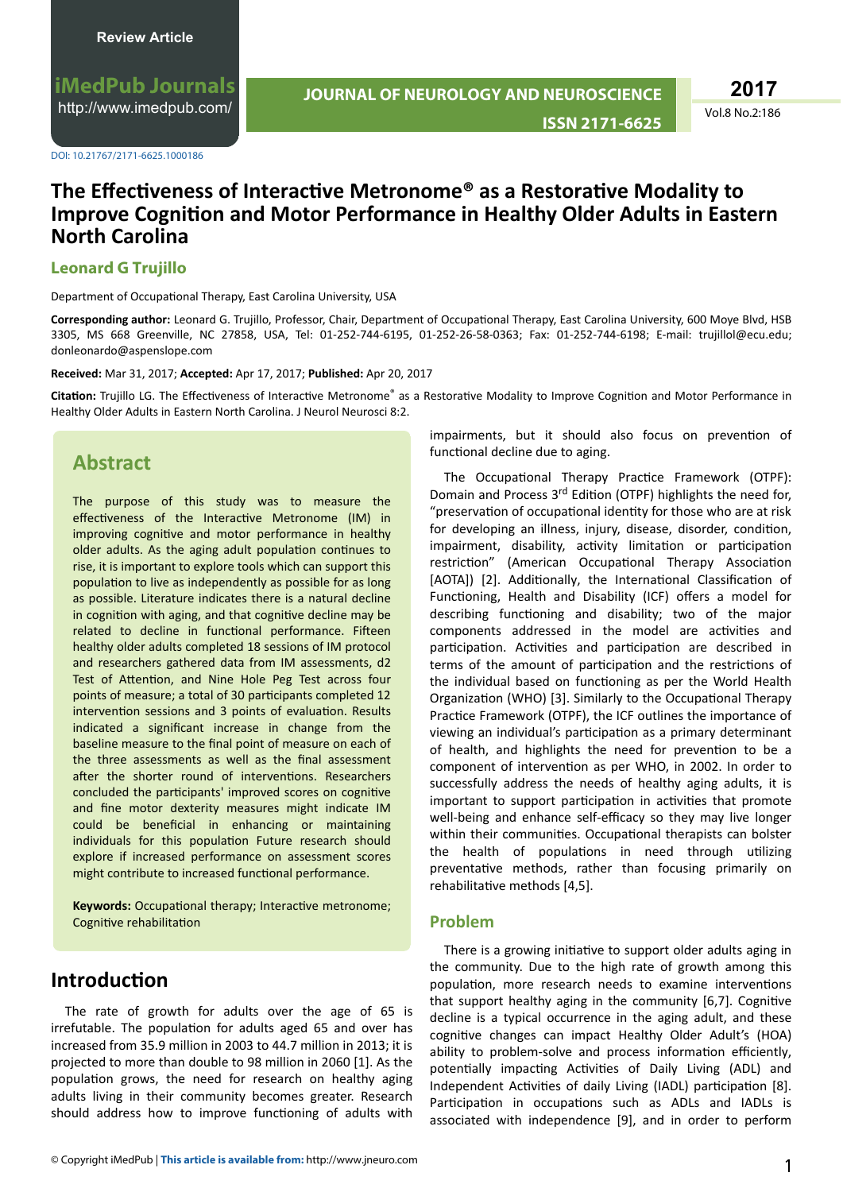Review Article

# The Effectiveness of Interactive Metronome® as a Restorative Modality to Improve Cognition and Motor Performance in Healthy Older Adults in Eastern North Carolina

**Leonard G Trujillo**

Department of Occupational Therapy, East Carolina University, USA

**Corresponding author:** Leonard G. Trujillo, Professor, Chair, Department of Occupational Therapy, East Carolina University, 600 Moye Blvd, HSB 3305, MS 668 Greenville, NC 27858, USA, Tel: 01-252-744-6195, 01-252-26-58-0363; Fax: 01-252-744-6198; E-mail: trujillol@ecu.edu; donleonardo@aspenslope.com

**Received:** Mar 31, 2017; **Accepted:** Apr 17, 2017; **Published:** Apr 20, 2017

**Citation:** Trujillo LG. The Effectiveness of Interactive Metronome® as a Restorative Modality to Improve Cognition and Motor Performance in Healthy Older Adults in Eastern North Carolina. J Neurol Neurosci 8:2.

## Abstract

The purpose of this study was to measure the effectiveness of the Interactive Metronome (IM) in improving cognitive and motor performance in healthy older adults. As the aging adult population continues to rise, it is important to explore tools which can support this population to live as independently as possible for as long as possible. Literature indicates there is a natural decline in cognition with aging, and that cognitive decline may be related to decline in functional performance. Fifteen healthy older adults completed 18 sessions of IM protocol and researchers gathered data from IM assessments, d2 Test of Attention, and Nine Hole Peg Test across four points of measure; a total of 30 participants completed 12 intervention sessions and 3 points of evaluation. Results indicated a significant increase in change from the baseline measure to the final point of measure on each of the three assessments as well as the final assessment after the shorter round of interventions. Researchers concluded the participants' improved scores on cognitive and fine motor dexterity measures might indicate IM could be beneficial in enhancing or maintaining individuals for this population Future research should explore if increased performance on assessment scores might contribute to increased functional performance.

**Keywords:** Occupational therapy; Interactive metronome; Cognitive rehabilitation

## Introduction

The rate of growth for adults over the age of 65 is irrefutable. The population for adults aged 65 and over has increased from 35.9 million in 2003 to 44.7 million in 2013; it is projected to more than double to 98 million in 2060 [1]. As the population grows, the need for research on healthy aging adults living in their community becomes greater. Research should address how to improve functioning of adults with impairments, but it should also focus on prevention of functional decline due to aging.

The Occupational Therapy Practice Framework (OTPF): Domain and Process 3rd Edition (OTPF) highlights the need for, "preservation of occupational identity for those who are at risk for developing an illness, injury, disease, disorder, condition, impairment, disability, activity limitation or participation restriction" (American Occupational Therapy Association [AOTA]) [2]. Additionally, the International Classification of Functioning, Health and Disability (ICF) offers a model for describing functioning and disability; two of the major components addressed in the model are activities and participation. Activities and participation are described in terms of the amount of participation and the restrictions of the individual based on functioning as per the World Health Organization (WHO) [3]. Similarly to the Occupational Therapy Practice Framework (OTPF), the ICF outlines the importance of viewing an individual's participation as a primary determinant of health, and highlights the need for prevention to be a component of intervention as per WHO, in 2002. In order to successfully address the needs of healthy aging adults, it is important to support participation in activities that promote well-being and enhance self-efficacy so they may live longer within their communities. Occupational therapists can bolster the health of populations in need through utilizing preventative methods, rather than focusing primarily on rehabilitative methods [4,5].

### Problem

There is a growing initiative to support older adults aging in the community. Due to the high rate of growth among this population, more research needs to examine interventions that support healthy aging in the community [6,7]. Cognitive decline is a typical occurrence in the aging adult, and these cognitive changes can impact Healthy Older Adult's (HOA) ability to problem-solve and process information efficiently, potentially impacting Activities of Daily Living (ADL) and Independent Activities of daily Living (IADL) participation [8]. Participation in occupations such as ADLs and IADLs is associated with independence [9], and in order to perform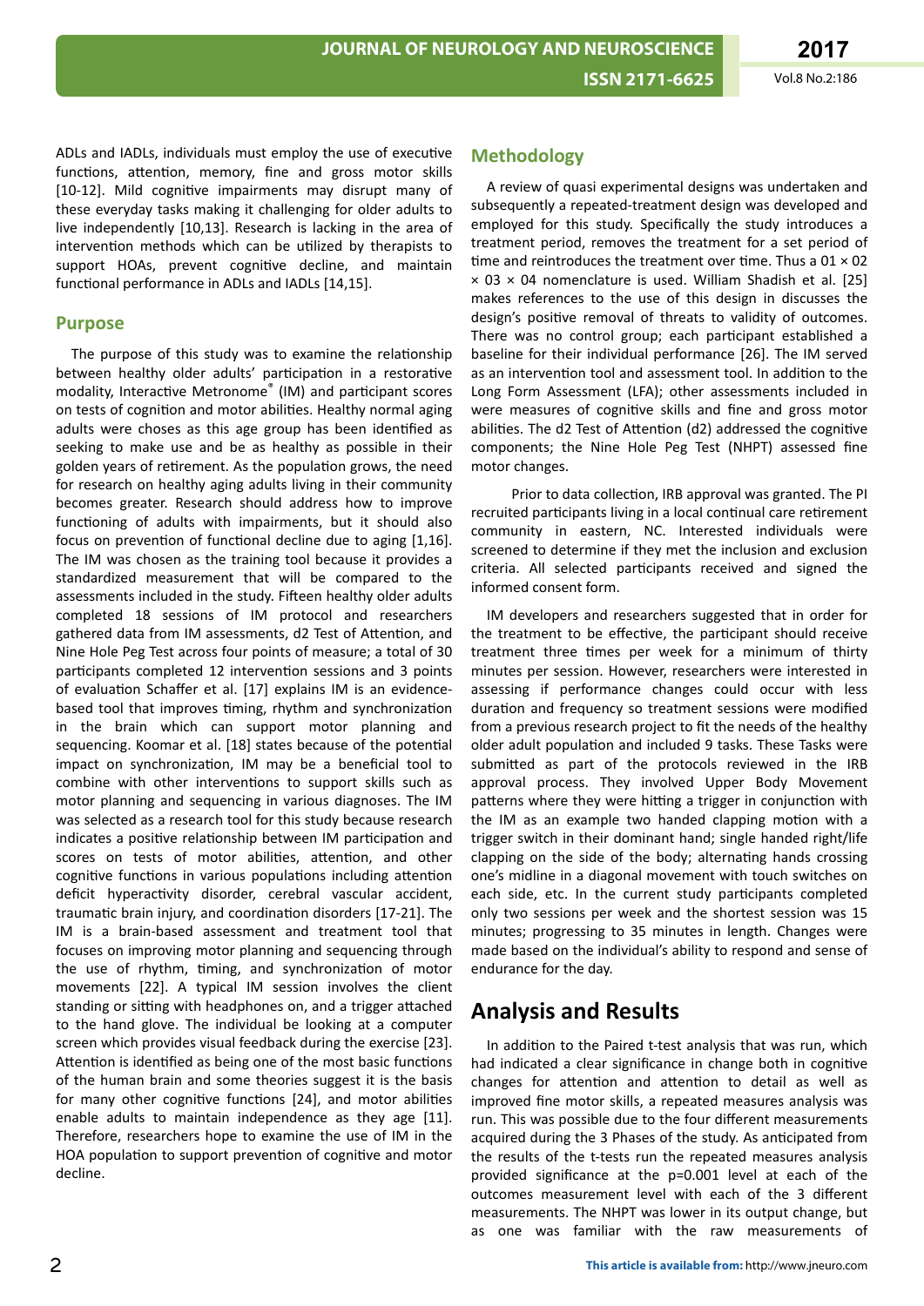ADLs and IADLs, individuals must employ the use of executive functions, attention, memory, fine and gross motor skills [10-12]. Mild cognitive impairments may disrupt many of these everyday tasks making it challenging for older adults to live independently [10,13]. Research is lacking in the area of intervention methods which can be utilized by therapists to support HOAs, prevent cognitive decline, and maintain functional performance in ADLs and IADLs [14,15].

## Purpose

The purpose of this study was to examine the relationship between healthy older adults' participation in a restorative modality, Interactive Metronome® (IM) and participant scores on tests of cognition and motor abilities. Healthy normal aging adults were choses as this age group has been identified as seeking to make use and be as healthy as possible in their golden years of retirement. As the population grows, the need for research on healthy aging adults living in their community becomes greater. Research should address how to improve functioning of adults with impairments, but it should also focus on prevention of functional decline due to aging [1,16]. The IM was chosen as the training tool because it provides a standardized measurement that will be compared to the assessments included in the study. Fifteen healthy older adults completed 18 sessions of IM protocol and researchers gathered data from IM assessments, d2 Test of Attention, and Nine Hole Peg Test across four points of measure; a total of 30 participants completed 12 intervention sessions and 3 points of evaluation Schaffer et al. [17] explains IM is an evidence-based tool that improves timing, rhythm and synchronization in the brain which can support motor planning and sequencing. Koomar et al. [18] states because of the potential impact on synchronization, IM may be a beneficial tool to combine with other interventions to support skills such as motor planning and sequencing in various diagnoses. The IM was selected as a research tool for this study because research indicates a positive relationship between IM participation and scores on tests of motor abilities, attention, and other cognitive functions in various populations including attention deficit hyperactivity disorder, cerebral vascular accident, traumatic brain injury, and coordination disorders [17-21]. The IM is a brain-based assessment and treatment tool that focuses on improving motor planning and sequencing through the use of rhythm, timing, and synchronization of motor movements [22]. A typical IM session involves the client standing or sitting with headphones on, and a trigger attached to the hand glove. The individual be looking at a computer screen which provides visual feedback during the exercise [23]. Attention is identified as being one of the most basic functions of the human brain and some theories suggest it is the basis for many other cognitive functions [24], and motor abilities enable adults to maintain independence as they age [11]. Therefore, researchers hope to examine the use of IM in the HOA population to support prevention of cognitive and motor decline.

## Methodology

A review of quasi experimental designs was undertaken and subsequently a repeated-treatment design was developed and employed for this study. Specifically the study introduces a treatment period, removes the treatment for a set period of time and reintroduces the treatment over time. Thus a 01 × 02 × 03 × 04 nomenclature is used. William Shadish et al. [25] makes references to the use of this design in discusses the design's positive removal of threats to validity of outcomes. There was no control group; each participant established a baseline for their individual performance [26]. The IM served as an intervention tool and assessment tool. In addition to the Long Form Assessment (LFA); other assessments included in were measures of cognitive skills and fine and gross motor abilities. The d2 Test of Attention (d2) addressed the cognitive components; the Nine Hole Peg Test (NHPT) assessed fine motor changes.

Prior to data collection, IRB approval was granted. The PI recruited participants living in a local continual care retirement community in eastern, NC. Interested individuals were screened to determine if they met the inclusion and exclusion criteria. All selected participants received and signed the informed consent form.

IM developers and researchers suggested that in order for the treatment to be effective, the participant should receive treatment three times per week for a minimum of thirty minutes per session. However, researchers were interested in assessing if performance changes could occur with less duration and frequency so treatment sessions were modified from a previous research project to fit the needs of the healthy older adult population and included 9 tasks. These Tasks were submitted as part of the protocols reviewed in the IRB approval process. They involved Upper Body Movement patterns where they were hitting a trigger in conjunction with the IM as an example two handed clapping motion with a trigger switch in their dominant hand; single handed right/life clapping on the side of the body; alternating hands crossing one's midline in a diagonal movement with touch switches on each side, etc. In the current study participants completed only two sessions per week and the shortest session was 15 minutes; progressing to 35 minutes in length. Changes were made based on the individual's ability to respond and sense of endurance for the day.

# Analysis and Results

In addition to the Paired t-test analysis that was run, which had indicated a clear significance in change both in cognitive changes for attention and attention to detail as well as improved fine motor skills, a repeated measures analysis was run. This was possible due to the four different measurements acquired during the 3 Phases of the study. As anticipated from the results of the t-tests run the repeated measures analysis provided significance at the p=0.001 level at each of the outcomes measurement level with each of the 3 different measurements. The NHPT was lower in its output change, but as one was familiar with the raw measurements of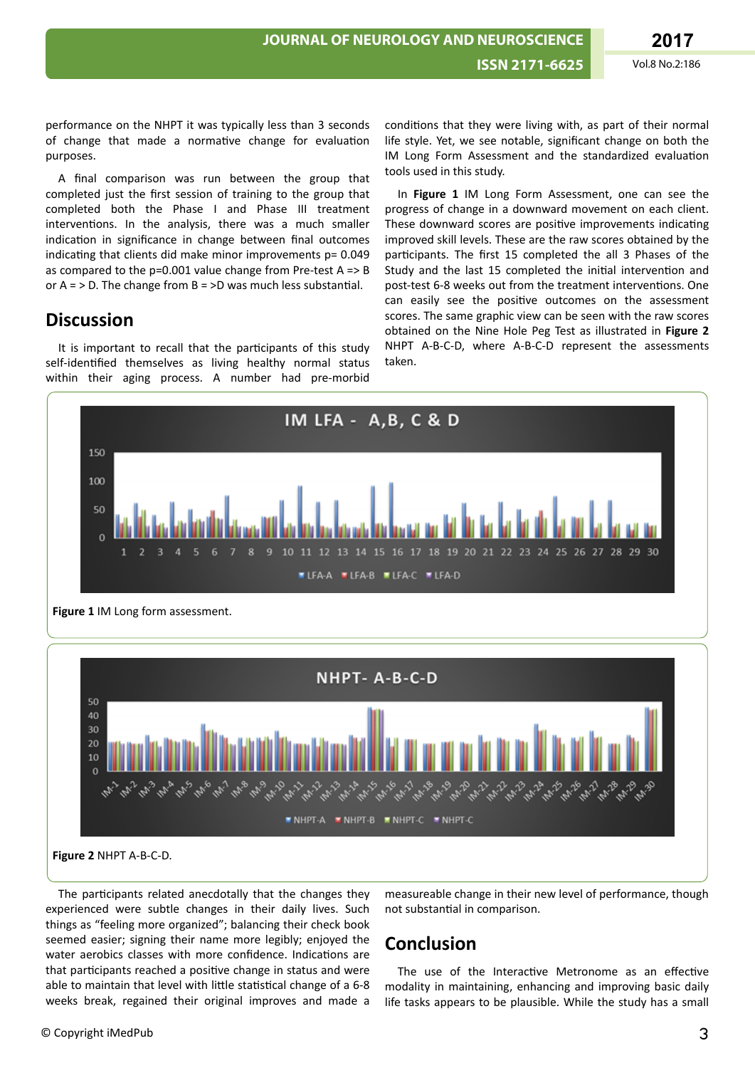performance on the NHPT it was typically less than 3 seconds of change that made a normative change for evaluation purposes.

A final comparison was run between the group that completed just the first session of training to the group that completed both the Phase I and Phase III treatment interventions. In the analysis, there was a much smaller indication in significance in change between final outcomes indicating that clients did make minor improvements p= 0.049 as compared to the p=0.001 value change from Pre-test A => B or A = > D. The change from B = >D was much less substantial.

## Discussion

It is important to recall that the participants of this study self-identified themselves as living healthy normal status within their aging process. A number had pre-morbid conditions that they were living with, as part of their normal life style. Yet, we see notable, significant change on both the IM Long Form Assessment and the standardized evaluation tools used in this study.

In **Figure 1** IM Long Form Assessment, one can see the progress of change in a downward movement on each client. These downward scores are positive improvements indicating improved skill levels. These are the raw scores obtained by the participants. The first 15 completed the all 3 Phases of the Study and the last 15 completed the initial intervention and post-test 6-8 weeks out from the treatment interventions. One can easily see the positive outcomes on the assessment scores. The same graphic view can be seen with the raw scores obtained on the Nine Hole Peg Test as illustrated in **Figure 2** NHPT A-B-C-D, where A-B-C-D represent the assessments taken.

**Figure 1** IM Long form assessment.

**Figure 2** NHPT A-B-C-D.

The participants related anecdotally that the changes they experienced were subtle changes in their daily lives. Such things as "feeling more organized"; balancing their check book seemed easier; signing their name more legibly; enjoyed the water aerobics classes with more confidence. Indications are that participants reached a positive change in status and were able to maintain that level with little statistical change of a 6-8 weeks break, regained their original improves and made a measureable change in their new level of performance, though not substantial in comparison.

## Conclusion

The use of the Interactive Metronome as an effective modality in maintaining, enhancing and improving basic daily life tasks appears to be plausible. While the study has a small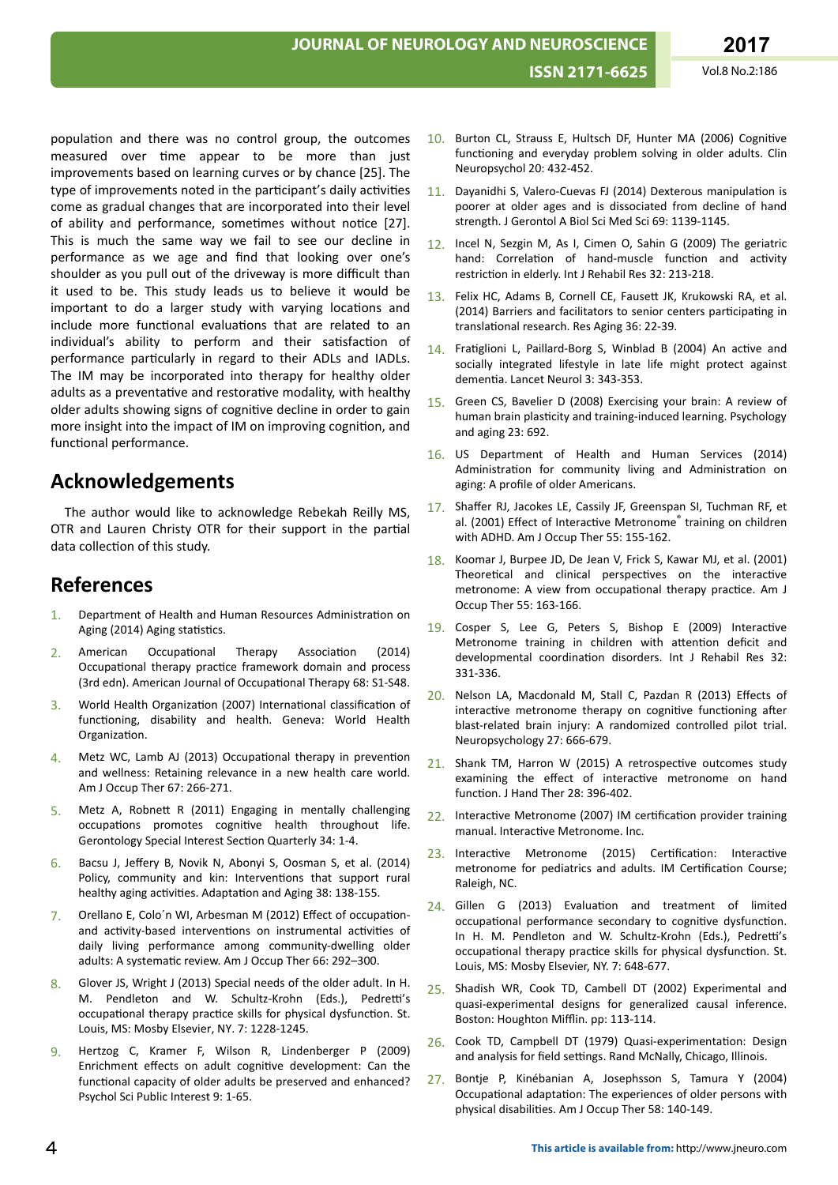population and there was no control group, the outcomes measured over time appear to be more than just improvements based on learning curves or by chance [25]. The type of improvements noted in the participant's daily activities come as gradual changes that are incorporated into their level of ability and performance, sometimes without notice [27]. This is much the same way we fail to see our decline in performance as we age and find that looking over one's shoulder as you pull out of the driveway is more difficult than it used to be. This study leads us to believe it would be important to do a larger study with varying locations and include more functional evaluations that are related to an individual's ability to perform and their satisfaction of performance particularly in regard to their ADLs and IADLs. The IM may be incorporated into therapy for healthy older adults as a preventative and restorative modality, with healthy older adults showing signs of cognitive decline in order to gain more insight into the impact of IM on improving cognition, and functional performance.

## Acknowledgements

The author would like to acknowledge Rebekah Reilly MS, OTR and Lauren Christy OTR for their support in the partial data collection of this study.

## References

1. Department of Health and Human Resources Administration on Aging (2014) Aging statistics.
2. American Occupational Therapy Association (2014) Occupational therapy practice framework domain and process (3rd edn). American Journal of Occupational Therapy 68: S1-S48.
3. World Health Organization (2007) International classification of functioning, disability and health. Geneva: World Health Organization.
4. Metz WC, Lamb AJ (2013) Occupational therapy in prevention and wellness: Retaining relevance in a new health care world. Am J Occup Ther 67: 266-271.
5. Metz A, Robnett R (2011) Engaging in mentally challenging occupations promotes cognitive health throughout life. Gerontology Special Interest Section Quarterly 34: 1-4.
6. Bacsu J, Jeffery B, Novik N, Abonyi S, Oosman S, et al. (2014) Policy, community and kin: Interventions that support rural healthy aging activities. Adaptation and Aging 38: 138-155.
7. Orellano E, Colo´n WI, Arbesman M (2012) Effect of occupation-and activity-based interventions on instrumental activities of daily living performance among community-dwelling older adults: A systematic review. Am J Occup Ther 66: 292–300.
8. Glover JS, Wright J (2013) Special needs of the older adult. In H. M. Pendleton and W. Schultz-Krohn (Eds.), Pedretti's occupational therapy practice skills for physical dysfunction. St. Louis, MS: Mosby Elsevier, NY. 7: 1228-1245.
9. Hertzog C, Kramer F, Wilson R, Lindenberger P (2009) Enrichment effects on adult cognitive development: Can the functional capacity of older adults be preserved and enhanced? Psychol Sci Public Interest 9: 1-65.
10. Burton CL, Strauss E, Hultsch DF, Hunter MA (2006) Cognitive functioning and everyday problem solving in older adults. Clin Neuropsychol 20: 432-452.
11. Dayanidhi S, Valero-Cuevas FJ (2014) Dexterous manipulation is poorer at older ages and is dissociated from decline of hand strength. J Gerontol A Biol Sci Med Sci 69: 1139-1145.
12. Incel N, Sezgin M, As I, Cimen O, Sahin G (2009) The geriatric hand: Correlation of hand-muscle function and activity restriction in elderly. Int J Rehabil Res 32: 213-218.
13. Felix HC, Adams B, Cornell CE, Fausett JK, Krukowski RA, et al. (2014) Barriers and facilitators to senior centers participating in translational research. Res Aging 36: 22-39.
14. Fratiglioni L, Paillard-Borg S, Winblad B (2004) An active and socially integrated lifestyle in late life might protect against dementia. Lancet Neurol 3: 343-353.
15. Green CS, Bavelier D (2008) Exercising your brain: A review of human brain plasticity and training-induced learning. Psychology and aging 23: 692.
16. US Department of Health and Human Services (2014) Administration for community living and Administration on aging: A profile of older Americans.
17. Shaffer RJ, Jacokes LE, Cassily JF, Greenspan SI, Tuchman RF, et al. (2001) Effect of Interactive Metronome® training on children with ADHD. Am J Occup Ther 55: 155-162.
18. Koomar J, Burpee JD, De Jean V, Frick S, Kawar MJ, et al. (2001) Theoretical and clinical perspectives on the interactive metronome: A view from occupational therapy practice. Am J Occup Ther 55: 163-166.
19. Cosper S, Lee G, Peters S, Bishop E (2009) Interactive Metronome training in children with attention deficit and developmental coordination disorders. Int J Rehabil Res 32: 331-336.
20. Nelson LA, Macdonald M, Stall C, Pazdan R (2013) Effects of interactive metronome therapy on cognitive functioning after blast-related brain injury: A randomized controlled pilot trial. Neuropsychology 27: 666-679.
21. Shank TM, Harron W (2015) A retrospective outcomes study examining the effect of interactive metronome on hand function. J Hand Ther 28: 396-402.
22. Interactive Metronome (2007) IM certification provider training manual. Interactive Metronome. Inc.
23. Interactive Metronome (2015) Certification: Interactive metronome for pediatrics and adults. IM Certification Course; Raleigh, NC.
24. Gillen G (2013) Evaluation and treatment of limited occupational performance secondary to cognitive dysfunction. In H. M. Pendleton and W. Schultz-Krohn (Eds.), Pedretti's occupational therapy practice skills for physical dysfunction. St. Louis, MS: Mosby Elsevier, NY. 7: 648-677.
25. Shadish WR, Cook TD, Cambell DT (2002) Experimental and quasi-experimental designs for generalized causal inference. Boston: Houghton Mifflin. pp: 113-114.
26. Cook TD, Campbell DT (1979) Quasi-experimentation: Design and analysis for field settings. Rand McNally, Chicago, Illinois.
27. Bontje P, Kinébanian A, Josephsson S, Tamura Y (2004) Occupational adaptation: The experiences of older persons with physical disabilities. Am J Occup Ther 58: 140-149.